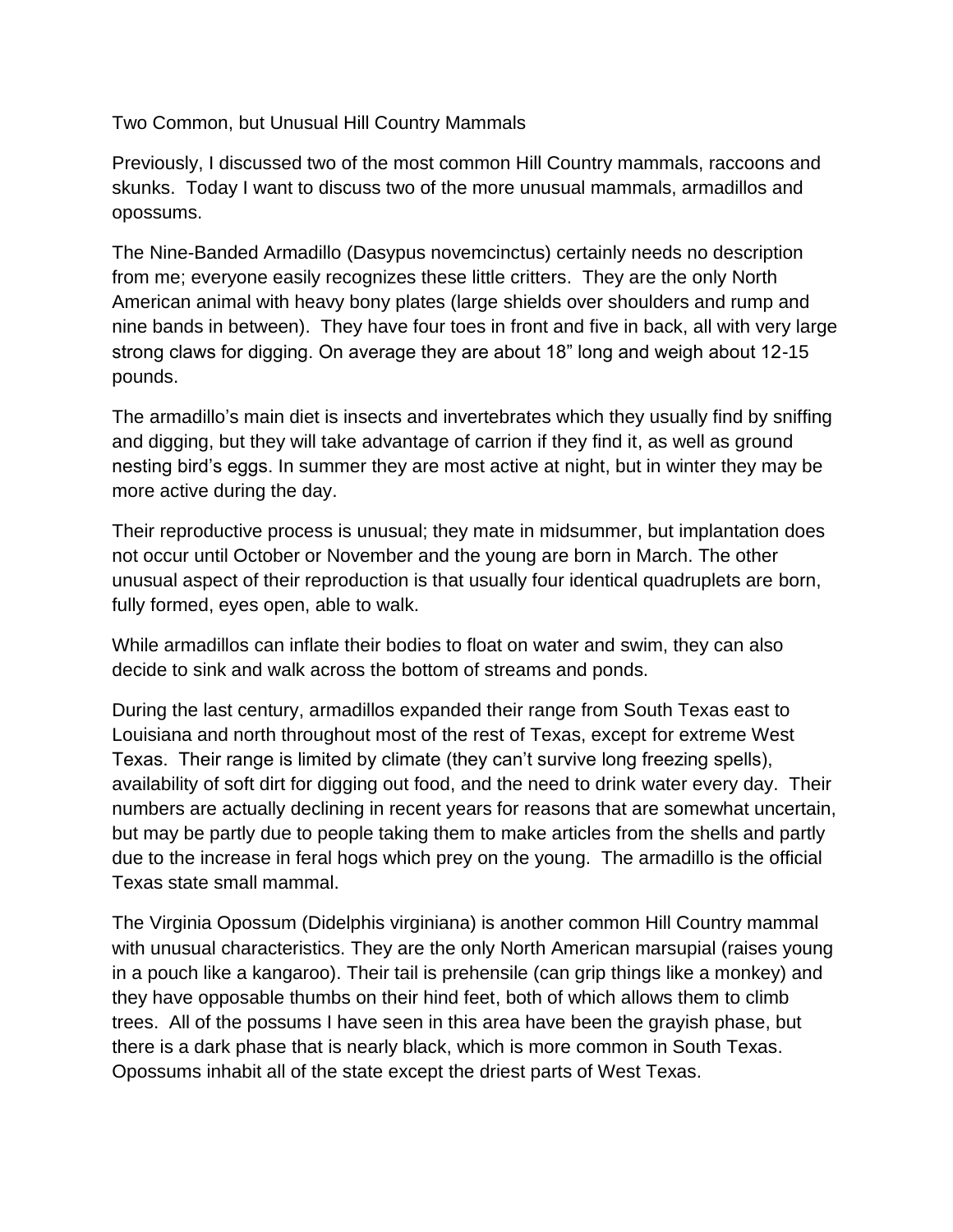# Two Common, but Unusual Hill Country Mammals

Previously, I discussed two of the most common Hill Country mammals, raccoons and skunks. Today I want to discuss two of the more unusual mammals, armadillos and opossums.

The Nine-Banded Armadillo (Dasypus novemcinctus) certainly needs no description from me; everyone easily recognizes these little critters. They are the only North American animal with heavy bony plates (large shields over shoulders and rump and nine bands in between). They have four toes in front and five in back, all with very large strong claws for digging. On average they are about 18" long and weigh about 12-15 pounds.

The armadillo's main diet is insects and invertebrates which they usually find by sniffing and digging, but they will take advantage of carrion if they find it, as well as ground nesting bird's eggs. In summer they are most active at night, but in winter they may be more active during the day.

Their reproductive process is unusual; they mate in midsummer, but implantation does not occur until October or November and the young are born in March. The other unusual aspect of their reproduction is that usually four identical quadruplets are born, fully formed, eyes open, able to walk.

While armadillos can inflate their bodies to float on water and swim, they can also decide to sink and walk across the bottom of streams and ponds.

During the last century, armadillos expanded their range from South Texas east to Louisiana and north throughout most of the rest of Texas, except for extreme West Texas. Their range is limited by climate (they can't survive long freezing spells), availability of soft dirt for digging out food, and the need to drink water every day. Their numbers are actually declining in recent years for reasons that are somewhat uncertain, but may be partly due to people taking them to make articles from the shells and partly due to the increase in feral hogs which prey on the young. The armadillo is the official Texas state small mammal.

The Virginia Opossum (Didelphis virginiana) is another common Hill Country mammal with unusual characteristics. They are the only North American marsupial (raises young in a pouch like a kangaroo). Their tail is prehensile (can grip things like a monkey) and they have opposable thumbs on their hind feet, both of which allows them to climb trees. All of the possums I have seen in this area have been the grayish phase, but there is a dark phase that is nearly black, which is more common in South Texas. Opossums inhabit all of the state except the driest parts of West Texas.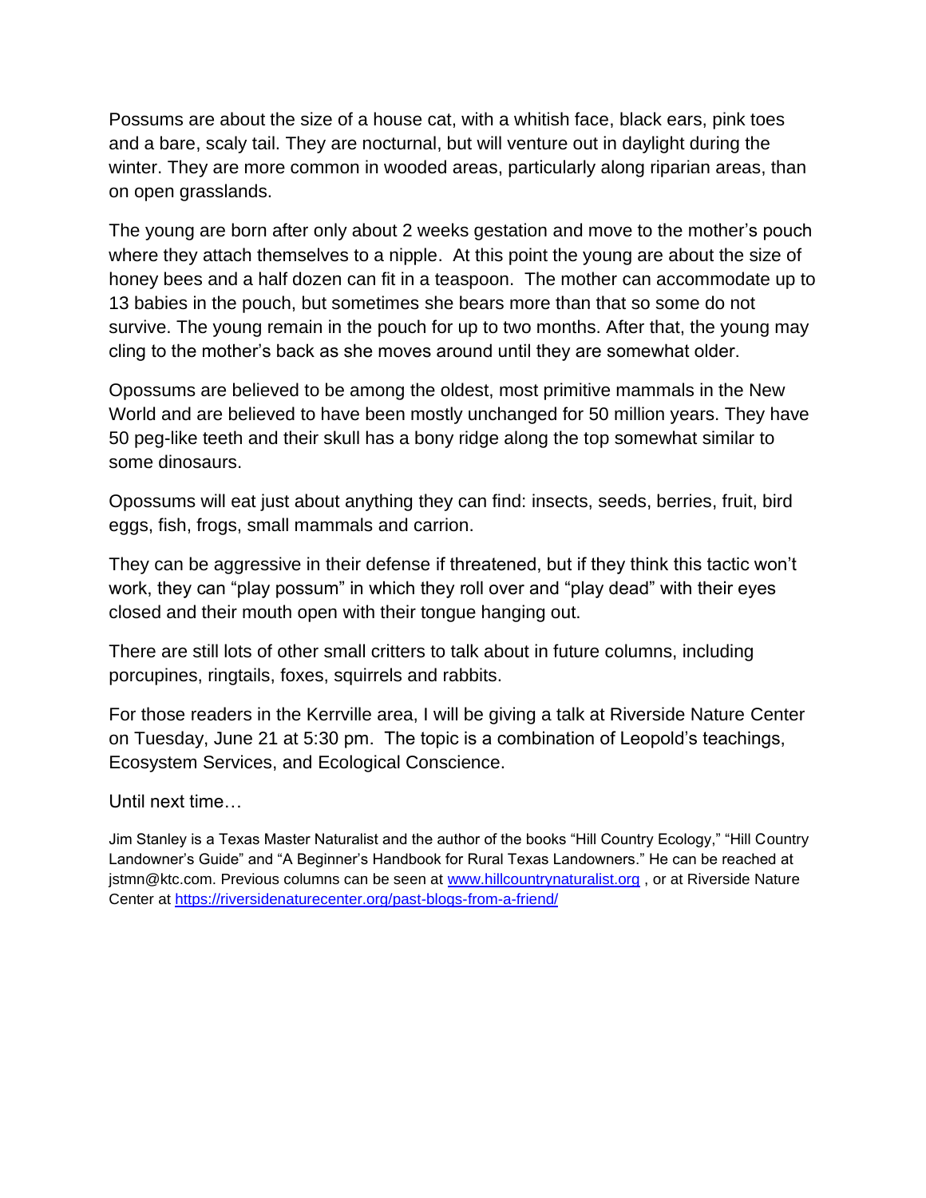Possums are about the size of a house cat, with a whitish face, black ears, pink toes and a bare, scaly tail. They are nocturnal, but will venture out in daylight during the winter. They are more common in wooded areas, particularly along riparian areas, than on open grasslands.

The young are born after only about 2 weeks gestation and move to the mother's pouch where they attach themselves to a nipple. At this point the young are about the size of honey bees and a half dozen can fit in a teaspoon. The mother can accommodate up to 13 babies in the pouch, but sometimes she bears more than that so some do not survive. The young remain in the pouch for up to two months. After that, the young may cling to the mother's back as she moves around until they are somewhat older.

Opossums are believed to be among the oldest, most primitive mammals in the New World and are believed to have been mostly unchanged for 50 million years. They have 50 peg-like teeth and their skull has a bony ridge along the top somewhat similar to some dinosaurs.

Opossums will eat just about anything they can find: insects, seeds, berries, fruit, bird eggs, fish, frogs, small mammals and carrion.

They can be aggressive in their defense if threatened, but if they think this tactic won't work, they can "play possum" in which they roll over and "play dead" with their eyes closed and their mouth open with their tongue hanging out.

There are still lots of other small critters to talk about in future columns, including porcupines, ringtails, foxes, squirrels and rabbits.

For those readers in the Kerrville area, I will be giving a talk at Riverside Nature Center on Tuesday, June 21 at 5:30 pm. The topic is a combination of Leopold's teachings, Ecosystem Services, and Ecological Conscience.

Until next time…

Jim Stanley is a Texas Master Naturalist and the author of the books "Hill Country Ecology," "Hill Country Landowner's Guide" and "A Beginner's Handbook for Rural Texas Landowners." He can be reached at jstmn@ktc.com. Previous columns can be seen at [www.hillcountrynaturalist.org](http://www.hillcountrynaturalist.org) , or at Riverside Nature Center at [https://riversidenaturecenter.org/past-blogs-from-a-friend/](https://riversidenaturecenter.org/past-blogs-from-a-friend/)